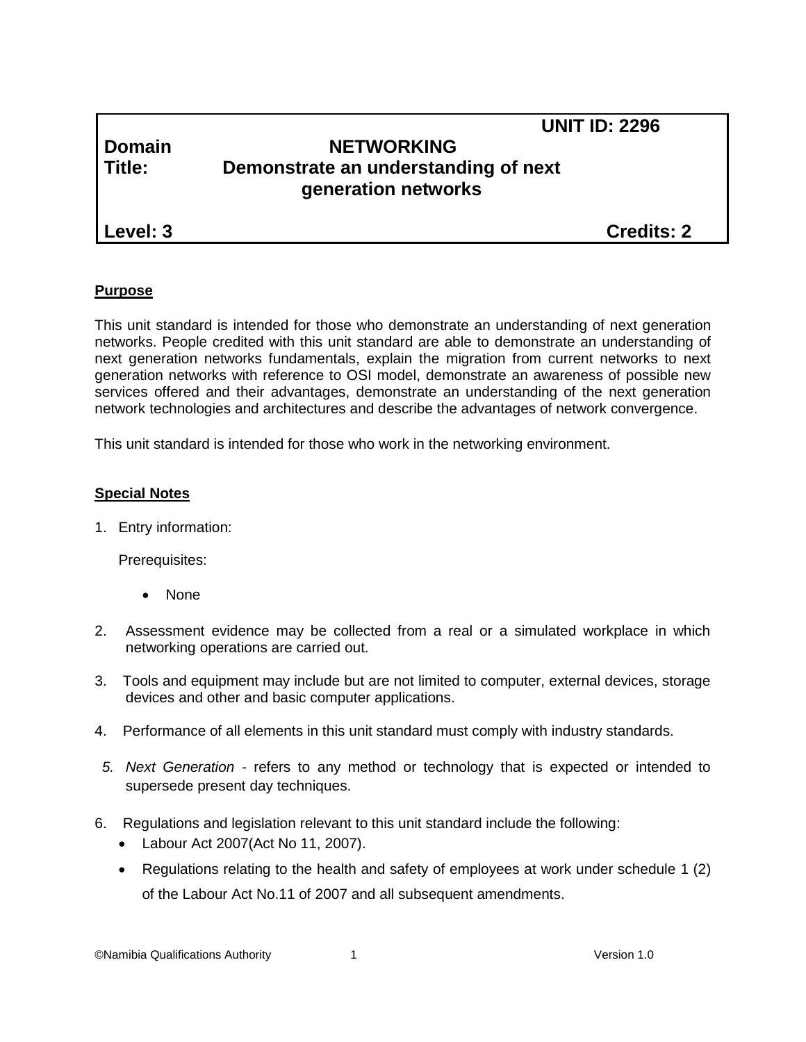**UNIT ID: 2296**

| | |
|---|---|
| **Domain** | **NETWORKING** |
| **Title:** | **Demonstrate an understanding of next generation networks** |
| **Level: 3** | **Credits: 2** |

## Purpose

This unit standard is intended for those who demonstrate an understanding of next generation networks. People credited with this unit standard are able to demonstrate an understanding of next generation networks fundamentals, explain the migration from current networks to next generation networks with reference to OSI model, demonstrate an awareness of possible new services offered and their advantages, demonstrate an understanding of the next generation network technologies and architectures and describe the advantages of network convergence.

This unit standard is intended for those who work in the networking environment.

## Special Notes

1. Entry information:

   Prerequisites:

   - None

2. Assessment evidence may be collected from a real or a simulated workplace in which networking operations are carried out.

3. Tools and equipment may include but are not limited to computer, external devices, storage devices and other and basic computer applications.

4. Performance of all elements in this unit standard must comply with industry standards.

5. *Next Generation* - refers to any method or technology that is expected or intended to supersede present day techniques.

6. Regulations and legislation relevant to this unit standard include the following:
   - Labour Act 2007(Act No 11, 2007).
   - Regulations relating to the health and safety of employees at work under schedule 1 (2) of the Labour Act No.11 of 2007 and all subsequent amendments.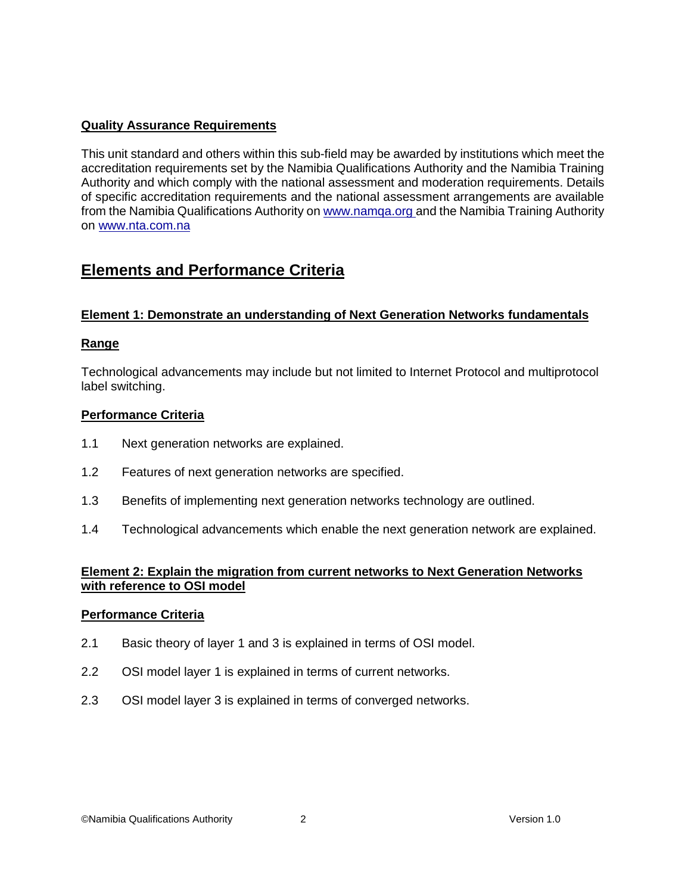**Quality Assurance Requirements**

This unit standard and others within this sub-field may be awarded by institutions which meet the accreditation requirements set by the Namibia Qualifications Authority and the Namibia Training Authority and which comply with the national assessment and moderation requirements. Details of specific accreditation requirements and the national assessment arrangements are available from the Namibia Qualifications Authority on www.namqa.org and the Namibia Training Authority on www.nta.com.na

## Elements and Performance Criteria

### Element 1: Demonstrate an understanding of Next Generation Networks fundamentals

**Range**

Technological advancements may include but not limited to Internet Protocol and multiprotocol label switching.

**Performance Criteria**

1.1 Next generation networks are explained.

1.2 Features of next generation networks are specified.

1.3 Benefits of implementing next generation networks technology are outlined.

1.4 Technological advancements which enable the next generation network are explained.

### Element 2: Explain the migration from current networks to Next Generation Networks with reference to OSI model

**Performance Criteria**

2.1 Basic theory of layer 1 and 3 is explained in terms of OSI model.

2.2 OSI model layer 1 is explained in terms of current networks.

2.3 OSI model layer 3 is explained in terms of converged networks.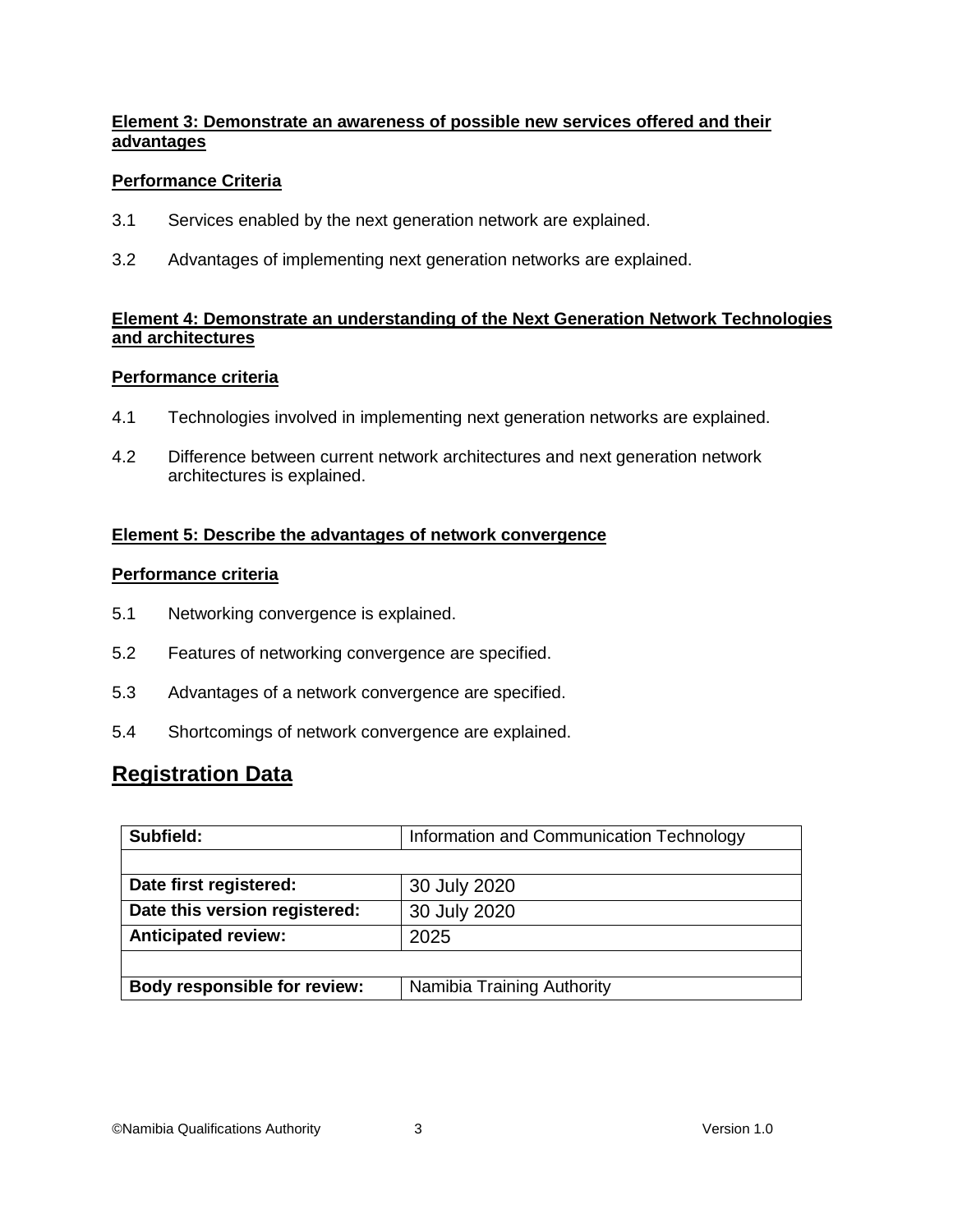**Element 3: Demonstrate an awareness of possible new services offered and their advantages**

**Performance Criteria**

3.1 Services enabled by the next generation network are explained.

3.2 Advantages of implementing next generation networks are explained.

**Element 4: Demonstrate an understanding of the Next Generation Network Technologies and architectures**

**Performance criteria**

4.1 Technologies involved in implementing next generation networks are explained.

4.2 Difference between current network architectures and next generation network architectures is explained.

**Element 5: Describe the advantages of network convergence**

**Performance criteria**

5.1 Networking convergence is explained.

5.2 Features of networking convergence are specified.

5.3 Advantages of a network convergence are specified.

5.4 Shortcomings of network convergence are explained.

## Registration Data

| | |
|---|---|
| **Subfield:** | Information and Communication Technology |
| | |
| **Date first registered:** | 30 July 2020 |
| **Date this version registered:** | 30 July 2020 |
| **Anticipated review:** | 2025 |
| | |
| **Body responsible for review:** | Namibia Training Authority |